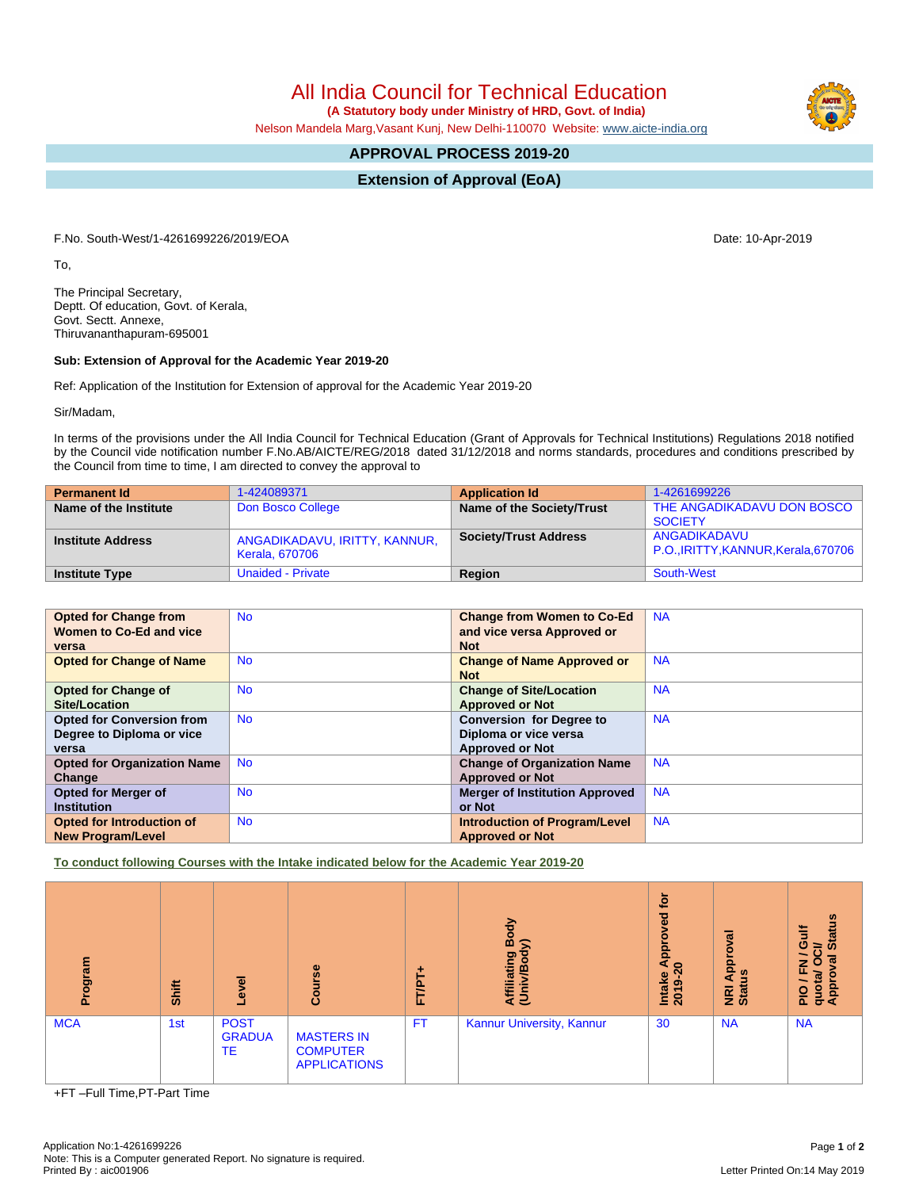# All India Council for Technical Education

**(A Statutory body under Ministry of HRD, Govt. of India)**

Nelson Mandela Marg,Vasant Kunj, New Delhi-110070 Website: www.aicte-india.org

## APPROVAL PROCESS 2019-20

## Extension of Approval (EoA)

F.No. South-West/1-4261699226/2019/EOA

Date: 10-Apr-2019

To,

The Principal Secretary,
Deptt. Of education, Govt. of Kerala,
Govt. Sectt. Annexe,
Thiruvananthapuram-695001

**Sub: Extension of Approval for the Academic Year 2019-20**

Ref: Application of the Institution for Extension of approval for the Academic Year 2019-20

Sir/Madam,

In terms of the provisions under the All India Council for Technical Education (Grant of Approvals for Technical Institutions) Regulations 2018 notified by the Council vide notification number F.No.AB/AICTE/REG/2018 dated 31/12/2018 and norms standards, procedures and conditions prescribed by the Council from time to time, I am directed to convey the approval to

| **Permanent Id** | 1-424089371 | **Application Id** | 1-4261699226 |
|---|---|---|---|
| **Name of the Institute** | Don Bosco College | **Name of the Society/Trust** | THE ANGADIKADAVU DON BOSCO SOCIETY |
| **Institute Address** | ANGADIKADAVU, IRITTY, KANNUR, Kerala, 670706 | **Society/Trust Address** | ANGADIKADAVU P.O.,IRITTY,KANNUR,Kerala,670706 |
| **Institute Type** | Unaided - Private | **Region** | South-West |

| **Opted for Change from Women to Co-Ed and vice versa** | No | **Change from Women to Co-Ed and vice versa Approved or Not** | NA |
|---|---|---|---|
| **Opted for Change of Name** | No | **Change of Name Approved or Not** | NA |
| **Opted for Change of Site/Location** | No | **Change of Site/Location Approved or Not** | NA |
| **Opted for Conversion from Degree to Diploma or vice versa** | No | **Conversion for Degree to Diploma or vice versa Approved or Not** | NA |
| **Opted for Organization Name Change** | No | **Change of Organization Name Approved or Not** | NA |
| **Opted for Merger of Institution** | No | **Merger of Institution Approved or Not** | NA |
| **Opted for Introduction of New Program/Level** | No | **Introduction of Program/Level Approved or Not** | NA |

**To conduct following Courses with the Intake indicated below for the Academic Year 2019-20**

| Program | Shift | Level | Course | FT/PT+ | Affiliating Body (Univ/Body) | Intake Approved for 2019-20 | NRI Approval Status | PIO / FN / Gulf quota/ OCI/ Approval Status |
|---|---|---|---|---|---|---|---|---|
| MCA | 1st | POST GRADUATE | MASTERS IN COMPUTER APPLICATIONS | FT | Kannur University, Kannur | 30 | NA | NA |

+FT –Full Time,PT-Part Time

Application No:1-4261699226
Note: This is a Computer generated Report. No signature is required.
Printed By : aic001906

Letter Printed On:14 May 2019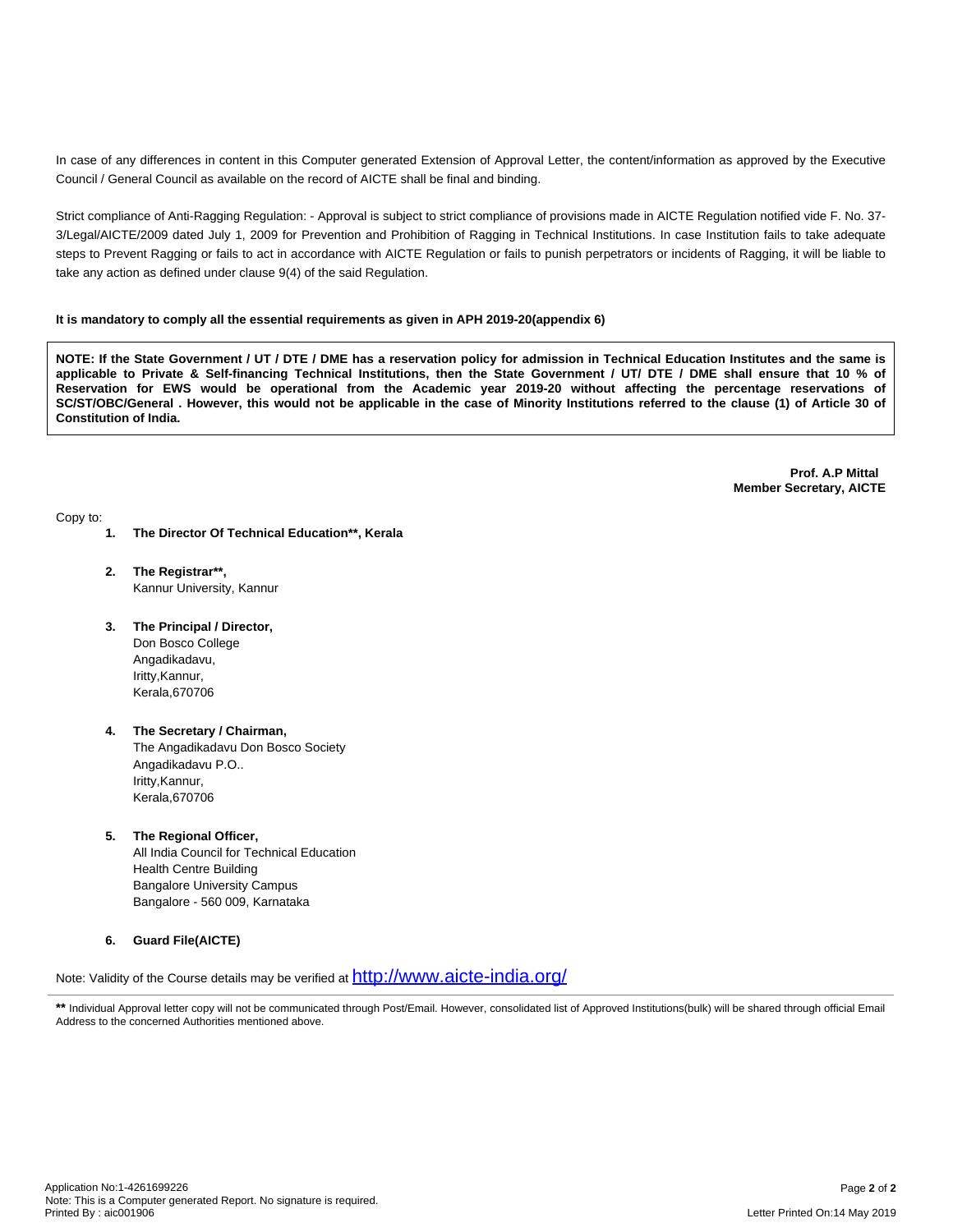In case of any differences in content in this Computer generated Extension of Approval Letter, the content/information as approved by the Executive Council / General Council as available on the record of AICTE shall be final and binding.

Strict compliance of Anti-Ragging Regulation: - Approval is subject to strict compliance of provisions made in AICTE Regulation notified vide F. No. 37-3/Legal/AICTE/2009 dated July 1, 2009 for Prevention and Prohibition of Ragging in Technical Institutions. In case Institution fails to take adequate steps to Prevent Ragging or fails to act in accordance with AICTE Regulation or fails to punish perpetrators or incidents of Ragging, it will be liable to take any action as defined under clause 9(4) of the said Regulation.

**It is mandatory to comply all the essential requirements as given in APH 2019-20(appendix 6)**

**NOTE: If the State Government / UT / DTE / DME has a reservation policy for admission in Technical Education Institutes and the same is applicable to Private & Self-financing Technical Institutions, then the State Government / UT/ DTE / DME shall ensure that 10 % of Reservation for EWS would be operational from the Academic year 2019-20 without affecting the percentage reservations of SC/ST/OBC/General . However, this would not be applicable in the case of Minority Institutions referred to the clause (1) of Article 30 of Constitution of India.**

**Prof. A.P Mittal**
**Member Secretary, AICTE**

Copy to:

1. **The Director Of Technical Education**\*\*, Kerala**

2. **The Registrar\*\*,**
   Kannur University, Kannur

3. **The Principal / Director,**
   Don Bosco College
   Angadikadavu,
   Iritty,Kannur,
   Kerala,670706

4. **The Secretary / Chairman,**
   The Angadikadavu Don Bosco Society
   Angadikadavu P.O..
   Iritty,Kannur,
   Kerala,670706

5. **The Regional Officer,**
   All India Council for Technical Education
   Health Centre Building
   Bangalore University Campus
   Bangalore - 560 009, Karnataka

6. **Guard File(AICTE)**

Note: Validity of the Course details may be verified at http://www.aicte-india.org/

**\*\*** Individual Approval letter copy will not be communicated through Post/Email. However, consolidated list of Approved Institutions(bulk) will be shared through official Email Address to the concerned Authorities mentioned above.

Application No:1-4261699226
Note: This is a Computer generated Report. No signature is required.
Printed By : aic001906

Letter Printed On:14 May 2019